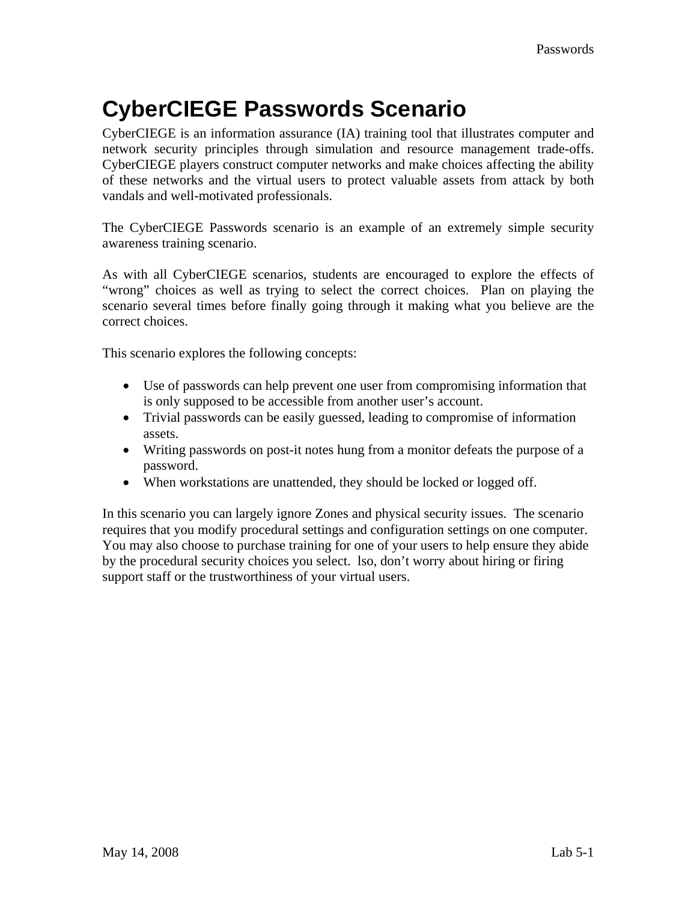# CyberCIEGE Passwords Scenario

CyberCIEGE is an information assurance (IA) training tool that illustrates computer and network security principles through simulation and resource management trade-offs. CyberCIEGE players construct computer networks and make choices affecting the ability of these networks and the virtual users to protect valuable assets from attack by both vandals and well-motivated professionals.

The CyberCIEGE Passwords scenario is an example of an extremely simple security awareness training scenario.

As with all CyberCIEGE scenarios, students are encouraged to explore the effects of "wrong" choices as well as trying to select the correct choices. Plan on playing the scenario several times before finally going through it making what you believe are the correct choices.

This scenario explores the following concepts:

- Use of passwords can help prevent one user from compromising information that is only supposed to be accessible from another user's account.
- Trivial passwords can be easily guessed, leading to compromise of information assets.
- Writing passwords on post-it notes hung from a monitor defeats the purpose of a password.
- When workstations are unattended, they should be locked or logged off.

In this scenario you can largely ignore Zones and physical security issues. The scenario requires that you modify procedural settings and configuration settings on one computer. You may also choose to purchase training for one of your users to help ensure they abide by the procedural security choices you select. lso, don't worry about hiring or firing support staff or the trustworthiness of your virtual users.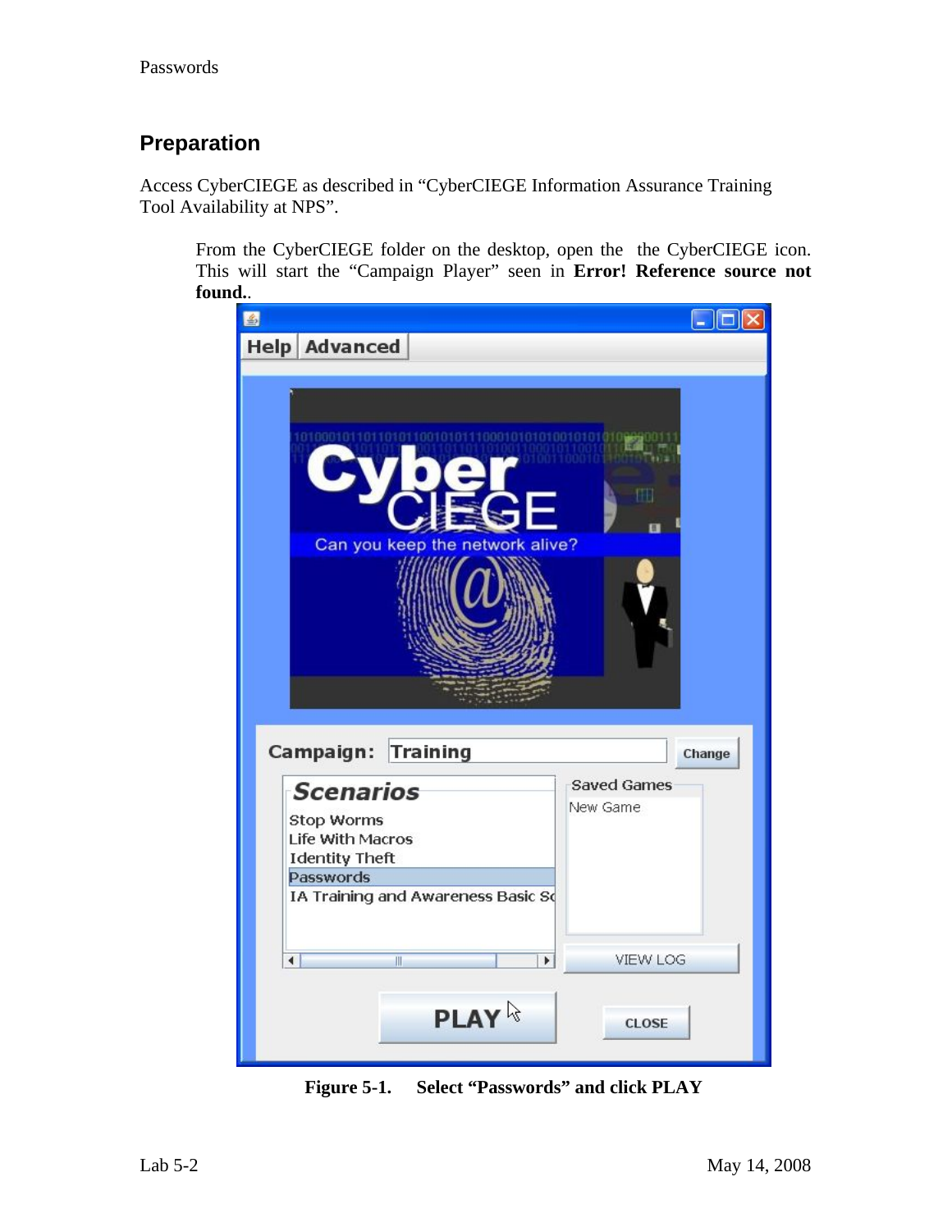## Preparation

Access CyberCIEGE as described in "CyberCIEGE Information Assurance Training Tool Availability at NPS".

> From the CyberCIEGE folder on the desktop, open the the CyberCIEGE icon. This will start the "Campaign Player" seen in **Error! Reference source not found.**.

**Figure 5-1. Select "Passwords" and click PLAY**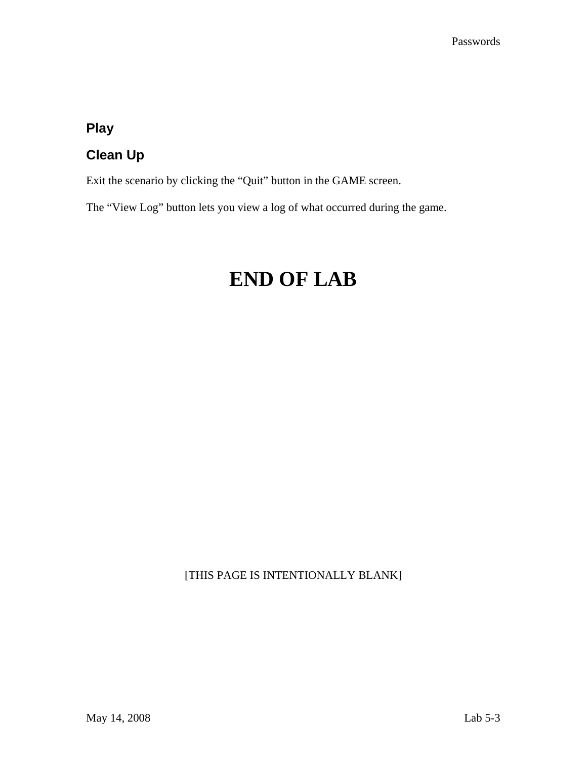## Play

## Clean Up

Exit the scenario by clicking the "Quit" button in the GAME screen.

The "View Log" button lets you view a log of what occurred during the game.

# END OF LAB

[THIS PAGE IS INTENTIONALLY BLANK]